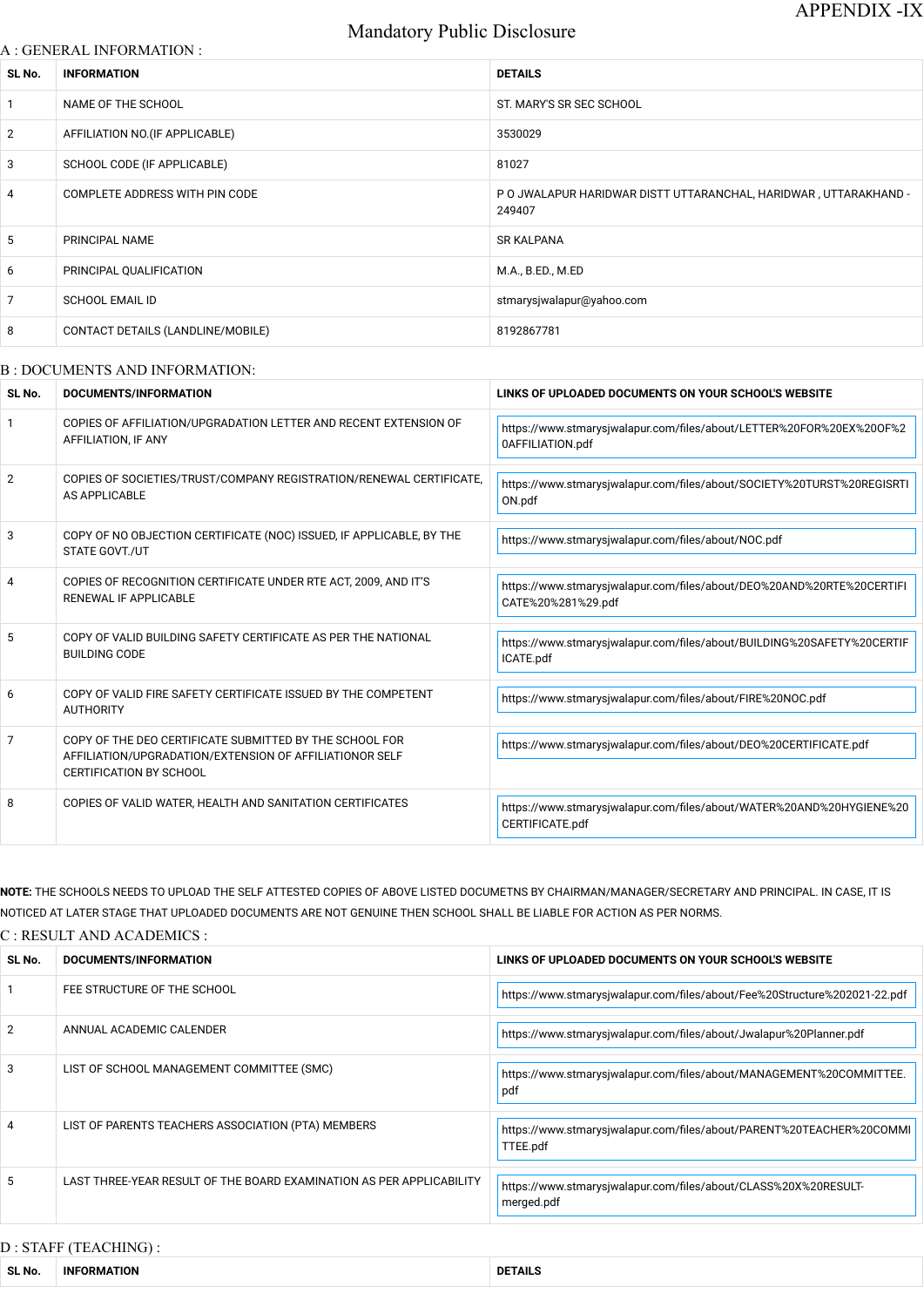APPENDIX -IX

# Mandatory Public Disclosure

## A : GENERAL INFORMATION :

| SL No. | INFORMATION | DETAILS |
|---|---|---|
| 1 | NAME OF THE SCHOOL | ST. MARY'S SR SEC SCHOOL |
| 2 | AFFILIATION NO.(IF APPLICABLE) | 3530029 |
| 3 | SCHOOL CODE (IF APPLICABLE) | 81027 |
| 4 | COMPLETE ADDRESS WITH PIN CODE | P O JWALAPUR HARIDWAR DISTT UTTARANCHAL, HARIDWAR , UTTARAKHAND - 249407 |
| 5 | PRINCIPAL NAME | SR KALPANA |
| 6 | PRINCIPAL QUALIFICATION | M.A., B.ED., M.ED |
| 7 | SCHOOL EMAIL ID | stmarysjwalapur@yahoo.com |
| 8 | CONTACT DETAILS (LANDLINE/MOBILE) | 8192867781 |

## B : DOCUMENTS AND INFORMATION:

| SL No. | DOCUMENTS/INFORMATION | LINKS OF UPLOADED DOCUMENTS ON YOUR SCHOOL'S WEBSITE |
|---|---|---|
| 1 | COPIES OF AFFILIATION/UPGRADATION LETTER AND RECENT EXTENSION OF AFFILIATION, IF ANY | https://www.stmarysjwalapur.com/files/about/LETTER%20FOR%20EX%20OF%20AFFILIATION.pdf |
| 2 | COPIES OF SOCIETIES/TRUST/COMPANY REGISTRATION/RENEWAL CERTIFICATE, AS APPLICABLE | https://www.stmarysjwalapur.com/files/about/SOCIETY%20TURST%20REGISRTION.pdf |
| 3 | COPY OF NO OBJECTION CERTIFICATE (NOC) ISSUED, IF APPLICABLE, BY THE STATE GOVT./UT | https://www.stmarysjwalapur.com/files/about/NOC.pdf |
| 4 | COPIES OF RECOGNITION CERTIFICATE UNDER RTE ACT, 2009, AND IT'S RENEWAL IF APPLICABLE | https://www.stmarysjwalapur.com/files/about/DEO%20AND%20RTE%20CERTIFICATE%20%281%29.pdf |
| 5 | COPY OF VALID BUILDING SAFETY CERTIFICATE AS PER THE NATIONAL BUILDING CODE | https://www.stmarysjwalapur.com/files/about/BUILDING%20SAFETY%20CERTIFICATE.pdf |
| 6 | COPY OF VALID FIRE SAFETY CERTIFICATE ISSUED BY THE COMPETENT AUTHORITY | https://www.stmarysjwalapur.com/files/about/FIRE%20NOC.pdf |
| 7 | COPY OF THE DEO CERTIFICATE SUBMITTED BY THE SCHOOL FOR AFFILIATION/UPGRADATION/EXTENSION OF AFFILIATIONOR SELF CERTIFICATION BY SCHOOL | https://www.stmarysjwalapur.com/files/about/DEO%20CERTIFICATE.pdf |
| 8 | COPIES OF VALID WATER, HEALTH AND SANITATION CERTIFICATES | https://www.stmarysjwalapur.com/files/about/WATER%20AND%20HYGIENE%20CERTIFICATE.pdf |

**NOTE:** THE SCHOOLS NEEDS TO UPLOAD THE SELF ATTESTED COPIES OF ABOVE LISTED DOCUMETNS BY CHAIRMAN/MANAGER/SECRETARY AND PRINCIPAL. IN CASE, IT IS NOTICED AT LATER STAGE THAT UPLOADED DOCUMENTS ARE NOT GENUINE THEN SCHOOL SHALL BE LIABLE FOR ACTION AS PER NORMS.

## C : RESULT AND ACADEMICS :

| SL No. | DOCUMENTS/INFORMATION | LINKS OF UPLOADED DOCUMENTS ON YOUR SCHOOL'S WEBSITE |
|---|---|---|
| 1 | FEE STRUCTURE OF THE SCHOOL | https://www.stmarysjwalapur.com/files/about/Fee%20Structure%202021-22.pdf |
| 2 | ANNUAL ACADEMIC CALENDER | https://www.stmarysjwalapur.com/files/about/Jwalapur%20Planner.pdf |
| 3 | LIST OF SCHOOL MANAGEMENT COMMITTEE (SMC) | https://www.stmarysjwalapur.com/files/about/MANAGEMENT%20COMMITTEE.pdf |
| 4 | LIST OF PARENTS TEACHERS ASSOCIATION (PTA) MEMBERS | https://www.stmarysjwalapur.com/files/about/PARENT%20TEACHER%20COMMITTEE.pdf |
| 5 | LAST THREE-YEAR RESULT OF THE BOARD EXAMINATION AS PER APPLICABILITY | https://www.stmarysjwalapur.com/files/about/CLASS%20X%20RESULT-merged.pdf |

## D : STAFF (TEACHING) :

| SL No. | INFORMATION | DETAILS |
|---|---|---|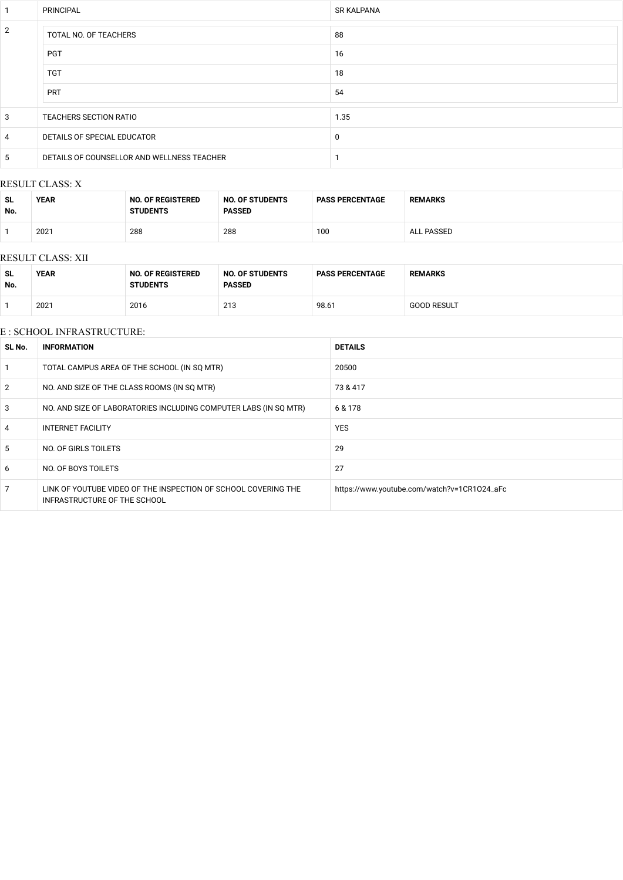| | | |
|---|---|---|
| 1 | PRINCIPAL | SR KALPANA |
| 2 | TOTAL NO. OF TEACHERS | 88 |
| | PGT | 16 |
| | TGT | 18 |
| | PRT | 54 |
| 3 | TEACHERS SECTION RATIO | 1.35 |
| 4 | DETAILS OF SPECIAL EDUCATOR | 0 |
| 5 | DETAILS OF COUNSELLOR AND WELLNESS TEACHER | 1 |

## RESULT CLASS: X

| SL No. | YEAR | NO. OF REGISTERED STUDENTS | NO. OF STUDENTS PASSED | PASS PERCENTAGE | REMARKS |
|---|---|---|---|---|---|
| 1 | 2021 | 288 | 288 | 100 | ALL PASSED |

## RESULT CLASS: XII

| SL No. | YEAR | NO. OF REGISTERED STUDENTS | NO. OF STUDENTS PASSED | PASS PERCENTAGE | REMARKS |
|---|---|---|---|---|---|
| 1 | 2021 | 2016 | 213 | 98.61 | GOOD RESULT |

## E : SCHOOL INFRASTRUCTURE:

| SL No. | INFORMATION | DETAILS |
|---|---|---|
| 1 | TOTAL CAMPUS AREA OF THE SCHOOL (IN SQ MTR) | 20500 |
| 2 | NO. AND SIZE OF THE CLASS ROOMS (IN SQ MTR) | 73 & 417 |
| 3 | NO. AND SIZE OF LABORATORIES INCLUDING COMPUTER LABS (IN SQ MTR) | 6 & 178 |
| 4 | INTERNET FACILITY | YES |
| 5 | NO. OF GIRLS TOILETS | 29 |
| 6 | NO. OF BOYS TOILETS | 27 |
| 7 | LINK OF YOUTUBE VIDEO OF THE INSPECTION OF SCHOOL COVERING THE INFRASTRUCTURE OF THE SCHOOL | https://www.youtube.com/watch?v=1CR1O24_aFc |